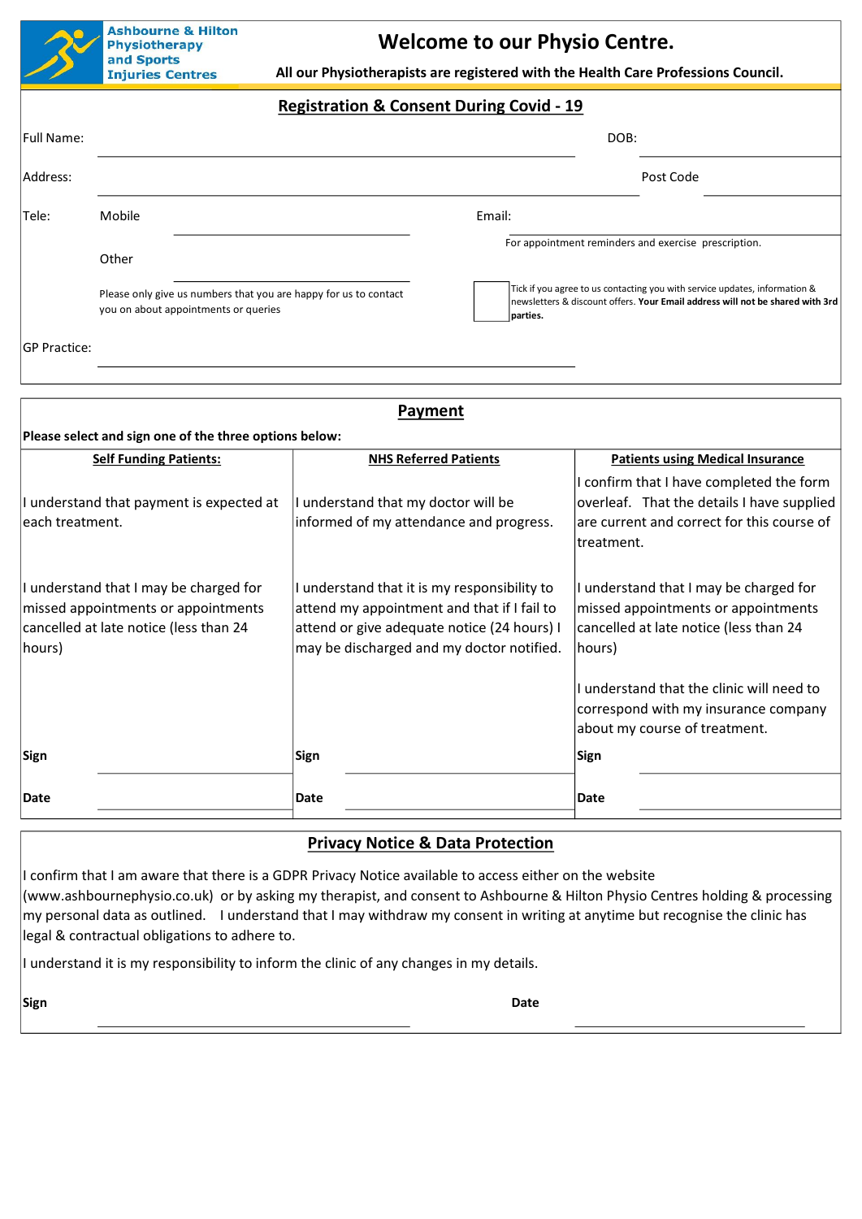**Ashbourne & Hilton Physiotherapy and Sports Injuries Centres**

# Welcome to our Physio Centre.

**All our Physiotherapists are registered with the Health Care Professions Council.**

## Registration & Consent During Covid - 19

Full Name: ______________________ DOB: ______________

Address: ______________________ Post Code ______________

Tele: Mobile ______________ Email: ______________________

For appointment reminders and exercise prescription.

Other ______________

Please only give us numbers that you are happy for us to contact you on about appointments or queries

☐ Tick if you agree to us contacting you with service updates, information & newsletters & discount offers. **Your Email address will not be shared with 3rd parties.**

GP Practice: ______________________

## Payment

**Please select and sign one of the three options below:**

| Self Funding Patients: | NHS Referred Patients | Patients using Medical Insurance |
|---|---|---|
| I understand that payment is expected at each treatment. | I understand that my doctor will be informed of my attendance and progress. | I confirm that I have completed the form overleaf. That the details I have supplied are current and correct for this course of treatment. |
| I understand that I may be charged for missed appointments or appointments cancelled at late notice (less than 24 hours) | I understand that it is my responsibility to attend my appointment and that if I fail to attend or give adequate notice (24 hours) I may be discharged and my doctor notified. | I understand that I may be charged for missed appointments or appointments cancelled at late notice (less than 24 hours) |
| | | I understand that the clinic will need to correspond with my insurance company about my course of treatment. |
| **Sign** ______________ | **Sign** ______________ | **Sign** ______________ |
| **Date** ______________ | **Date** ______________ | **Date** ______________ |

## Privacy Notice & Data Protection

I confirm that I am aware that there is a GDPR Privacy Notice available to access either on the website (www.ashbournephysio.co.uk) or by asking my therapist, and consent to Ashbourne & Hilton Physio Centres holding & processing my personal data as outlined. I understand that I may withdraw my consent in writing at anytime but recognise the clinic has legal & contractual obligations to adhere to.

I understand it is my responsibility to inform the clinic of any changes in my details.

**Sign** ______________________ **Date** ______________________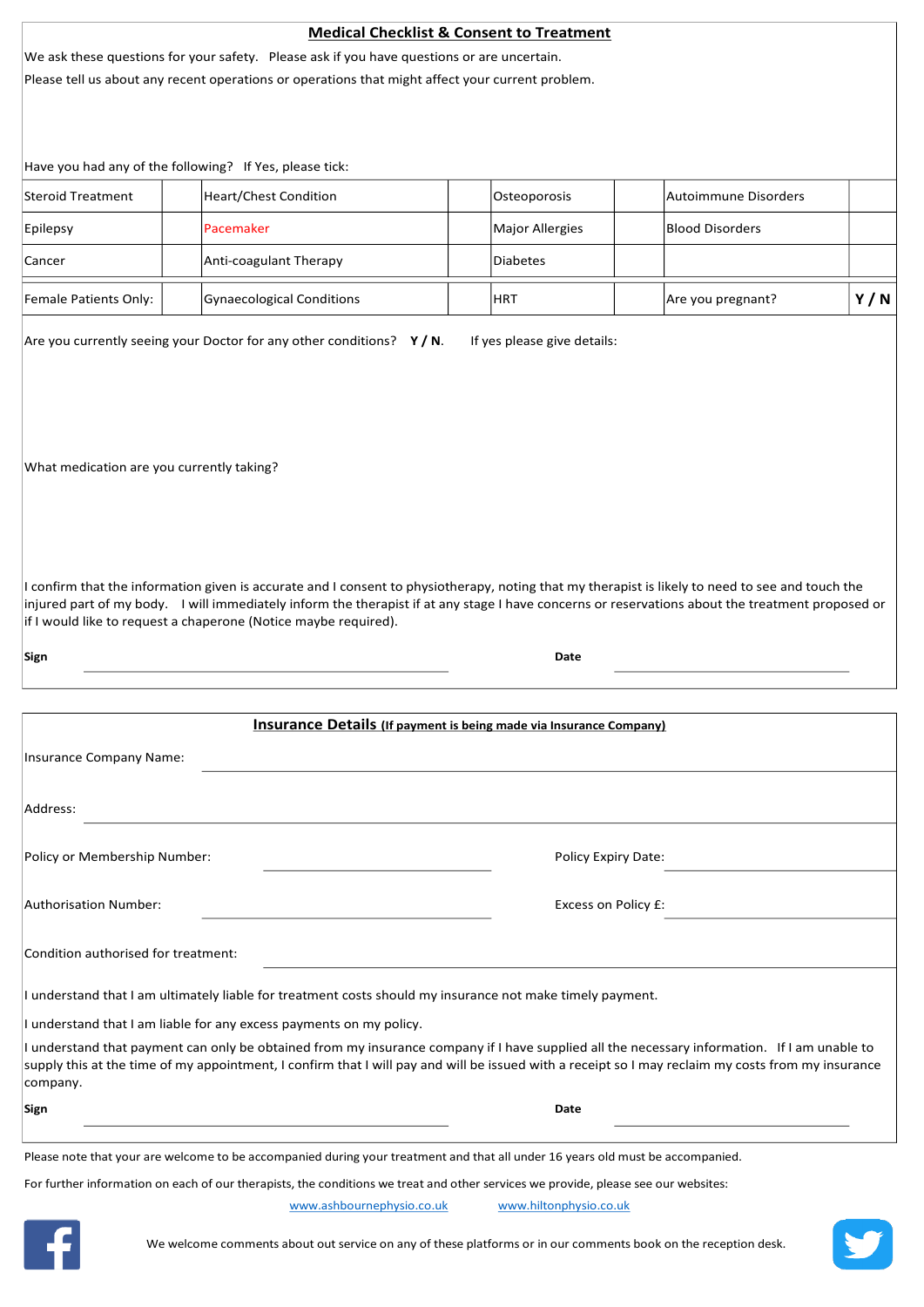## Medical Checklist & Consent to Treatment

We ask these questions for your safety. Please ask if you have questions or are uncertain.

Please tell us about any recent operations or operations that might affect your current problem.

Have you had any of the following? If Yes, please tick:

| | | | | | | | |
|---|---|---|---|---|---|---|---|
| Steroid Treatment | | Heart/Chest Condition | | Osteoporosis | | Autoimmune Disorders | |
| Epilepsy | | Pacemaker | | Major Allergies | | Blood Disorders | |
| Cancer | | Anti-coagulant Therapy | | Diabetes | | | |
| Female Patients Only: | | Gynaecological Conditions | | HRT | | Are you pregnant? | **Y / N** |

Are you currently seeing your Doctor for any other conditions? **Y / N**. If yes please give details:

What medication are you currently taking?

I confirm that the information given is accurate and I consent to physiotherapy, noting that my therapist is likely to need to see and touch the injured part of my body. I will immediately inform the therapist if at any stage I have concerns or reservations about the treatment proposed or if I would like to request a chaperone (Notice maybe required).

**Sign** ______________________________ **Date** ______________________________

## Insurance Details (If payment is being made via Insurance Company)

Insurance Company Name: ______________________________

Address: ______________________________

Policy or Membership Number: ______________________________ Policy Expiry Date: ______________________________

Authorisation Number: ______________________________ Excess on Policy £: ______________________________

Condition authorised for treatment: ______________________________

I understand that I am ultimately liable for treatment costs should my insurance not make timely payment.

I understand that I am liable for any excess payments on my policy.

I understand that payment can only be obtained from my insurance company if I have supplied all the necessary information. If I am unable to supply this at the time of my appointment, I confirm that I will pay and will be issued with a receipt so I may reclaim my costs from my insurance company.

**Sign** ______________________________ **Date** ______________________________

Please note that your are welcome to be accompanied during your treatment and that all under 16 years old must be accompanied.

For further information on each of our therapists, the conditions we treat and other services we provide, please see our websites:

www.ashbournephysio.co.uk www.hiltonphysio.co.uk

We welcome comments about out service on any of these platforms or in our comments book on the reception desk.